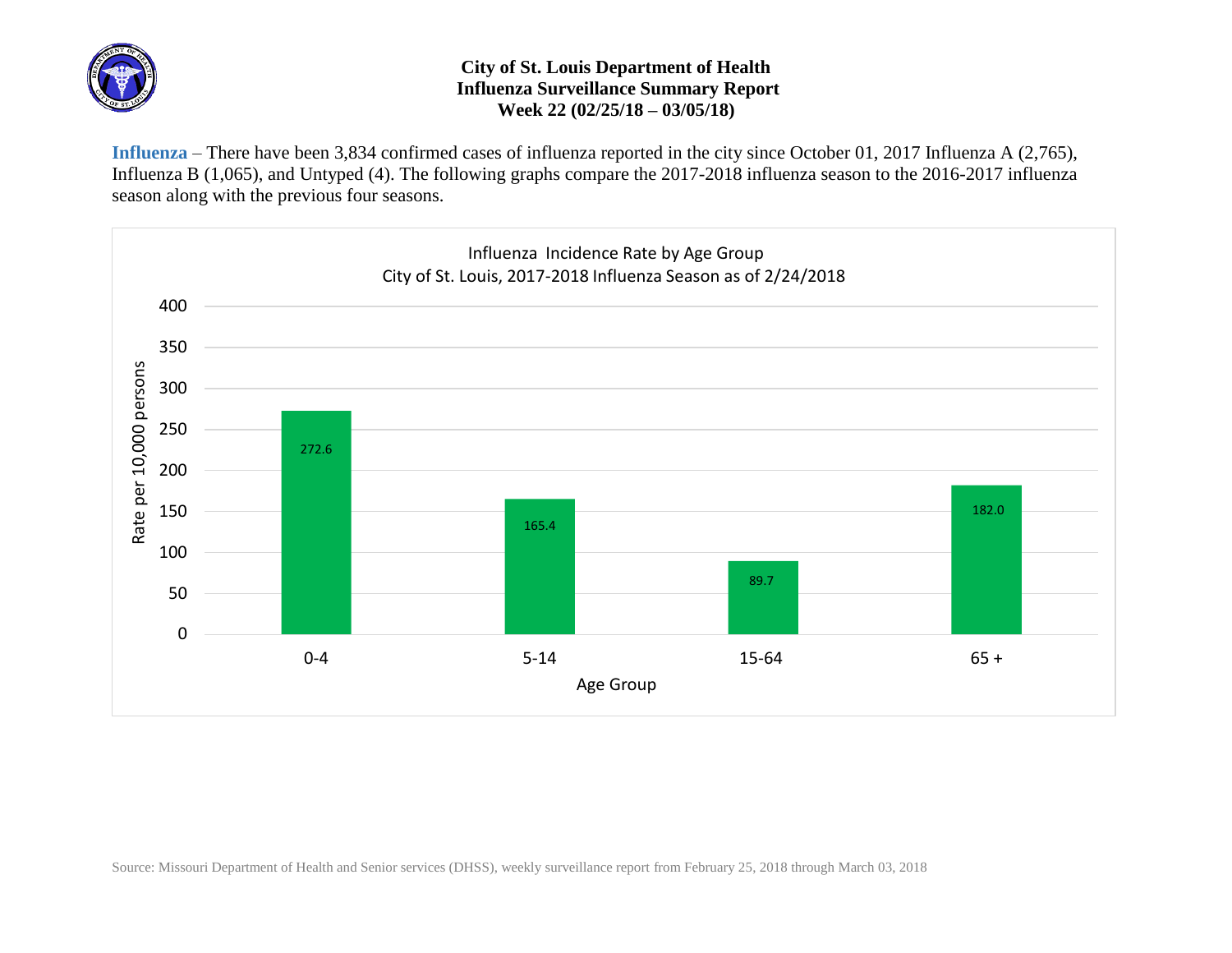# City of St. Louis Department of Health
## Influenza Surveillance Summary Report
### Week 22 (02/25/18 – 03/05/18)

**Influenza** – There have been 3,834 confirmed cases of influenza reported in the city since October 01, 2017 Influenza A (2,765), Influenza B (1,065), and Untyped (4). The following graphs compare the 2017-2018 influenza season to the 2016-2017 influenza season along with the previous four seasons.

Influenza Incidence Rate by Age Group
City of St. Louis, 2017-2018 Influenza Season as of 2/24/2018

| Age Group | Rate per 10,000 persons |
|---|---|
| 0-4 | 272.6 |
| 5-14 | 165.4 |
| 15-64 | 89.7 |
| 65 + | 182.0 |

Source: Missouri Department of Health and Senior services (DHSS), weekly surveillance report from February 25, 2018 through March 03, 2018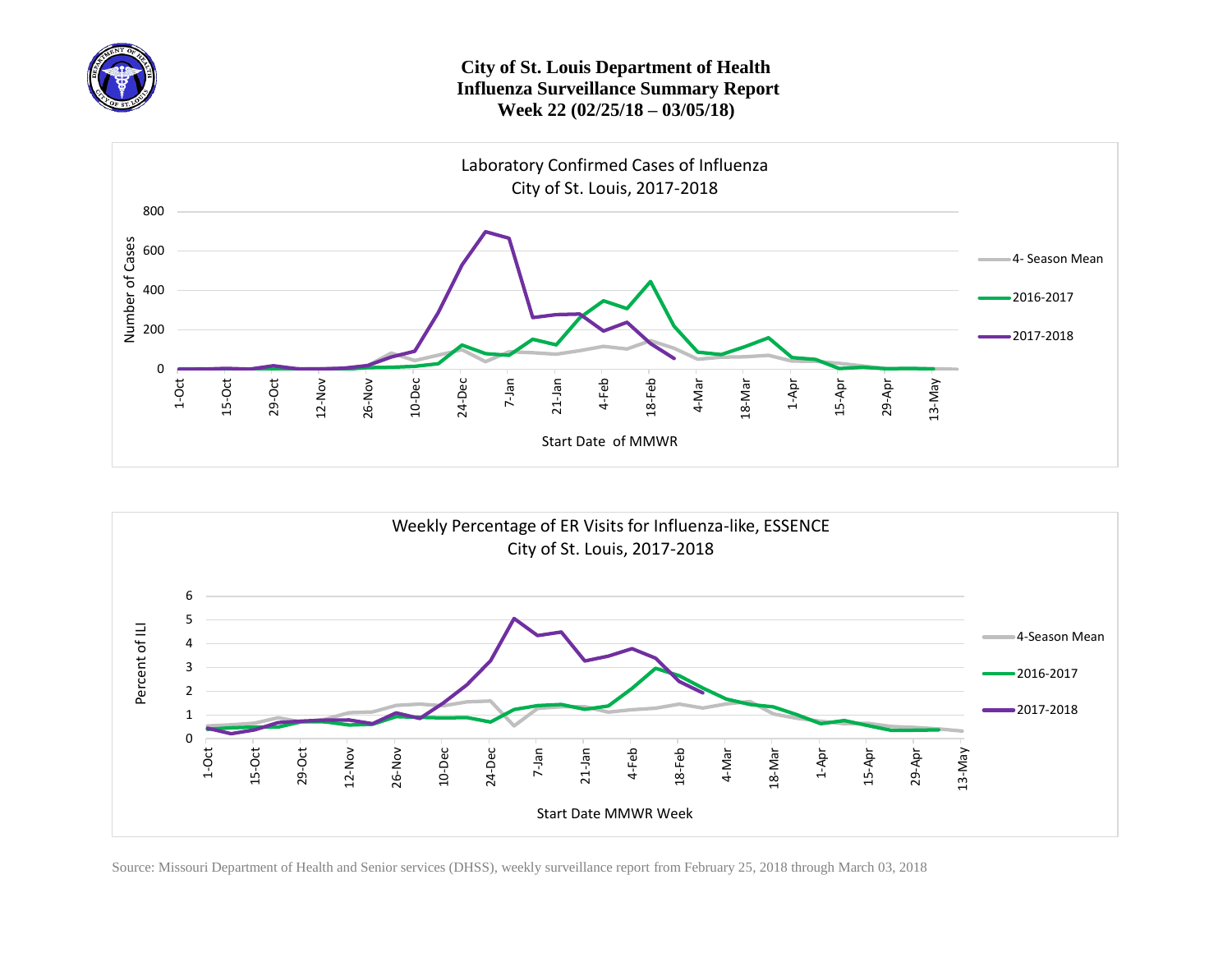**City of St. Louis Department of Health**
**Influenza Surveillance Summary Report**
**Week 22 (02/25/18 – 03/05/18)**

Laboratory Confirmed Cases of Influenza
City of St. Louis, 2017-2018

Number of Cases

800
600
400
200
0

1-Oct
15-Oct
29-Oct
12-Nov
26-Nov
10-Dec
24-Dec
7-Jan
21-Jan
4-Feb
18-Feb
4-Mar
18-Mar
1-Apr
15-Apr
29-Apr
13-May

Start Date of MMWR

4- Season Mean
2016-2017
2017-2018

Weekly Percentage of ER Visits for Influenza-like, ESSENCE
City of St. Louis, 2017-2018

Percent of ILI

6
5
4
3
2
1
0

1-Oct
15-Oct
29-Oct
12-Nov
26-Nov
10-Dec
24-Dec
7-Jan
21-Jan
4-Feb
18-Feb
4-Mar
18-Mar
1-Apr
15-Apr
29-Apr
13-May

Start Date MMWR Week

4-Season Mean
2016-2017
2017-2018

Source: Missouri Department of Health and Senior services (DHSS), weekly surveillance report from February 25, 2018 through March 03, 2018